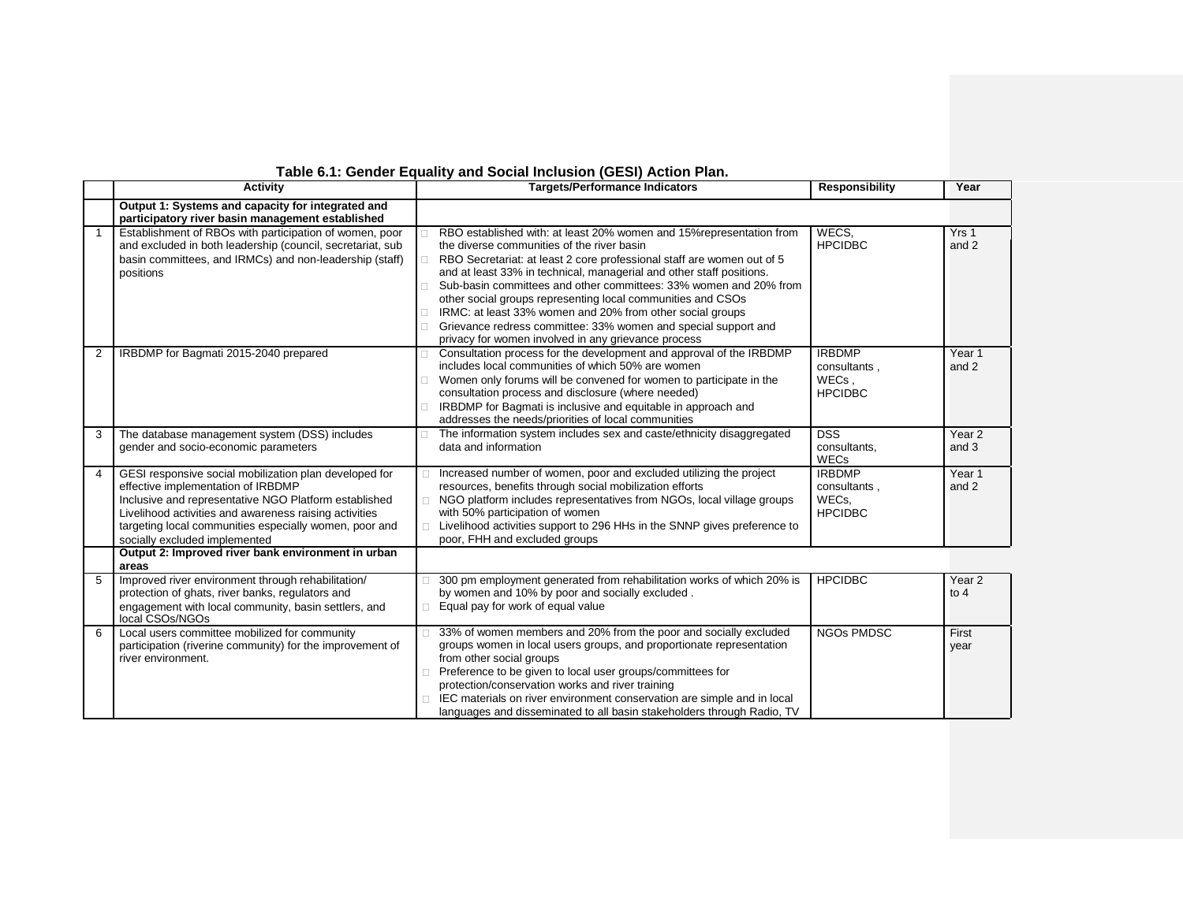**Table 6.1: Gender Equality and Social Inclusion (GESI) Action Plan.**

| | Activity | Targets/Performance Indicators | Responsibility | Year |
|---|---|---|---|---|
| | **Output 1: Systems and capacity for integrated and participatory river basin management established** | | | |
| 1 | Establishment of RBOs with participation of women, poor and excluded in both leadership (council, secretariat, sub basin committees, and IRMCs) and non-leadership (staff) positions | - RBO established with: at least 20% women and 15%representation from the diverse communities of the river basin<br>- RBO Secretariat: at least 2 core professional staff are women out of 5 and at least 33% in technical, managerial and other staff positions.<br>- Sub-basin committees and other committees: 33% women and 20% from other social groups representing local communities and CSOs<br>- IRMC: at least 33% women and 20% from other social groups<br>- Grievance redress committee: 33% women and special support and privacy for women involved in any grievance process | WECS, HPCIDBC | Yrs 1 and 2 |
| 2 | IRBDMP for Bagmati 2015-2040 prepared | - Consultation process for the development and approval of the IRBDMP includes local communities of which 50% are women<br>- Women only forums will be convened for women to participate in the consultation process and disclosure (where needed)<br>- IRBDMP for Bagmati is inclusive and equitable in approach and addresses the needs/priorities of local communities | IRBDMP consultants , WECs , HPCIDBC | Year 1 and 2 |
| 3 | The database management system (DSS) includes gender and socio-economic parameters | - The information system includes sex and caste/ethnicity disaggregated data and information | DSS consultants, WECs | Year 2 and 3 |
| 4 | GESI responsive social mobilization plan developed for effective implementation of IRBDMP<br>Inclusive and representative NGO Platform established<br>Livelihood activities and awareness raising activities targeting local communities especially women, poor and socially excluded implemented | - Increased number of women, poor and excluded utilizing the project resources, benefits through social mobilization efforts<br>- NGO platform includes representatives from NGOs, local village groups with 50% participation of women<br>- Livelihood activities support to 296 HHs in the SNNP gives preference to poor, FHH and excluded groups | IRBDMP consultants , WECs, HPCIDBC | Year 1 and 2 |
| | **Output 2: Improved river bank environment in urban areas** | | | |
| 5 | Improved river environment through rehabilitation/ protection of ghats, river banks, regulators and engagement with local community, basin settlers, and local CSOs/NGOs | - 300 pm employment generated from rehabilitation works of which 20% is by women and 10% by poor and socially excluded .<br>- Equal pay for work of equal value | HPCIDBC | Year 2 to 4 |
| 6 | Local users committee mobilized for community participation (riverine community) for the improvement of river environment. | - 33% of women members and 20% from the poor and socially excluded groups women in local users groups, and proportionate representation from other social groups<br>- Preference to be given to local user groups/committees for protection/conservation works and river training<br>- IEC materials on river environment conservation are simple and in local languages and disseminated to all basin stakeholders through Radio, TV | NGOs PMDSC | First year |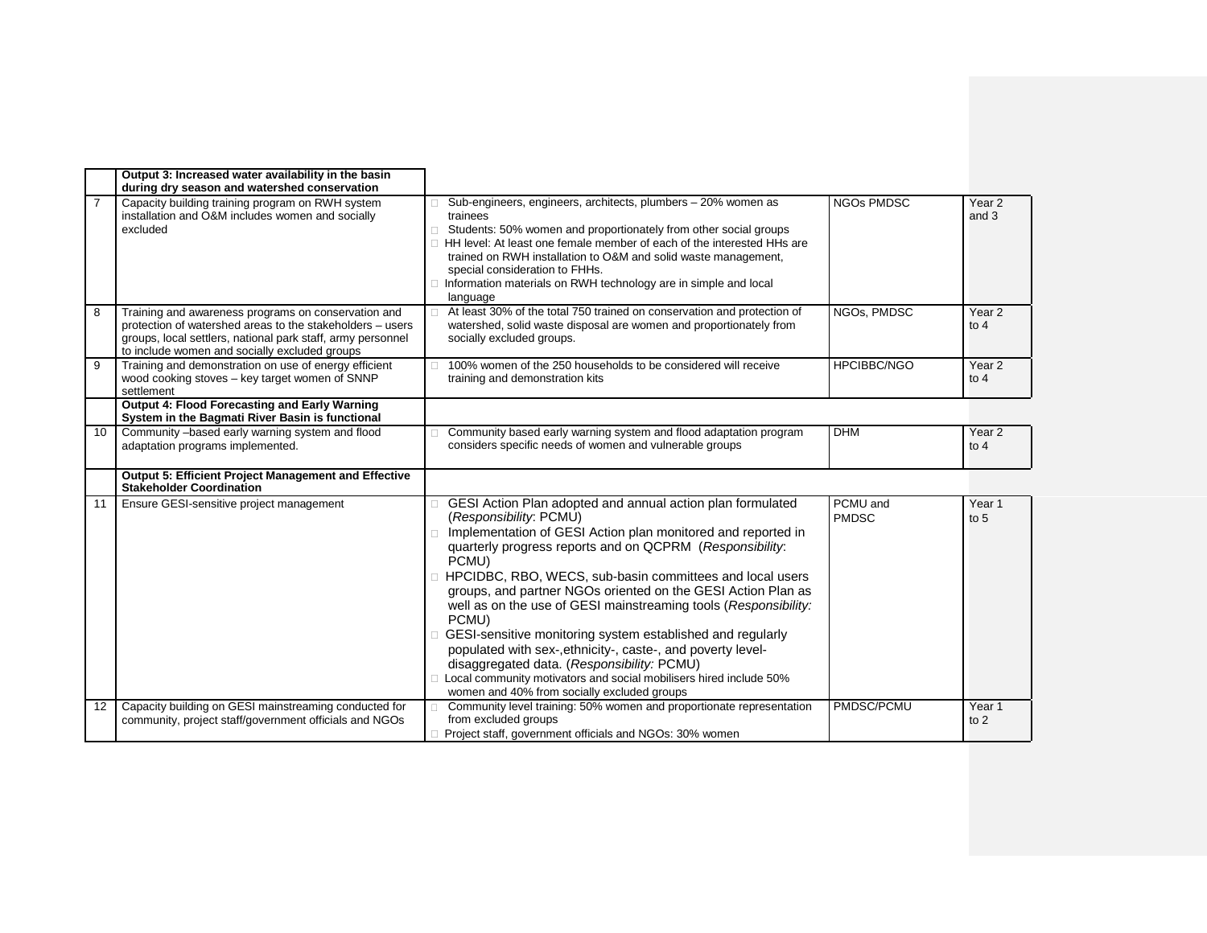| | Output 3: Increased water availability in the basin during dry season and watershed conservation | | | |
|---|---|---|---|---|
| 7 | Capacity building training program on RWH system installation and O&M includes women and socially excluded | Sub-engineers, engineers, architects, plumbers – 20% women as trainees<br>Students: 50% women and proportionately from other social groups<br>HH level: At least one female member of each of the interested HHs are trained on RWH installation to O&M and solid waste management, special consideration to FHHs.<br>Information materials on RWH technology are in simple and local language | NGOs PMDSC | Year 2 and 3 |
| 8 | Training and awareness programs on conservation and protection of watershed areas to the stakeholders – users groups, local settlers, national park staff, army personnel to include women and socially excluded groups | At least 30% of the total 750 trained on conservation and protection of watershed, solid waste disposal are women and proportionately from socially excluded groups. | NGOs, PMDSC | Year 2 to 4 |
| 9 | Training and demonstration on use of energy efficient wood cooking stoves – key target women of SNNP settlement | 100% women of the 250 households to be considered will receive training and demonstration kits | HPCIBBC/NGO | Year 2 to 4 |
| | **Output 4: Flood Forecasting and Early Warning System in the Bagmati River Basin is functional** | | | |
| 10 | Community –based early warning system and flood adaptation programs implemented. | Community based early warning system and flood adaptation program considers specific needs of women and vulnerable groups | DHM | Year 2 to 4 |
| | **Output 5: Efficient Project Management and Effective Stakeholder Coordination** | | | |
| 11 | Ensure GESI-sensitive project management | GESI Action Plan adopted and annual action plan formulated (*Responsibility*: PCMU)<br>Implementation of GESI Action plan monitored and reported in quarterly progress reports and on QCPRM (*Responsibility*: PCMU)<br>HPCIDBC, RBO, WECS, sub-basin committees and local users groups, and partner NGOs oriented on the GESI Action Plan as well as on the use of GESI mainstreaming tools (*Responsibility:* PCMU)<br>GESI-sensitive monitoring system established and regularly populated with sex-,ethnicity-, caste-, and poverty level-disaggregated data. (*Responsibility:* PCMU)<br>Local community motivators and social mobilisers hired include 50% women and 40% from socially excluded groups | PCMU and PMDSC | Year 1 to 5 |
| 12 | Capacity building on GESI mainstreaming conducted for community, project staff/government officials and NGOs | Community level training: 50% women and proportionate representation from excluded groups<br>Project staff, government officials and NGOs: 30% women | PMDSC/PCMU | Year 1 to 2 |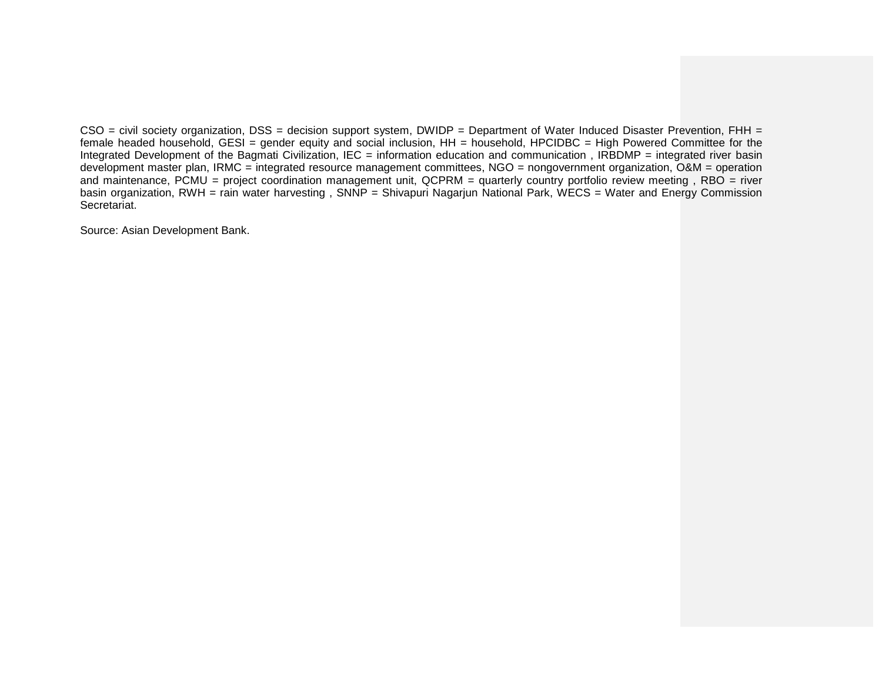CSO = civil society organization, DSS = decision support system, DWIDP = Department of Water Induced Disaster Prevention, FHH = female headed household, GESI = gender equity and social inclusion, HH = household, HPCIDBC = High Powered Committee for the Integrated Development of the Bagmati Civilization, IEC = information education and communication , IRBDMP = integrated river basin development master plan, IRMC = integrated resource management committees, NGO = nongovernment organization, O&M = operation and maintenance, PCMU = project coordination management unit, QCPRM = quarterly country portfolio review meeting , RBO = river basin organization, RWH = rain water harvesting , SNNP = Shivapuri Nagarjun National Park, WECS = Water and Energy Commission Secretariat.

Source: Asian Development Bank.